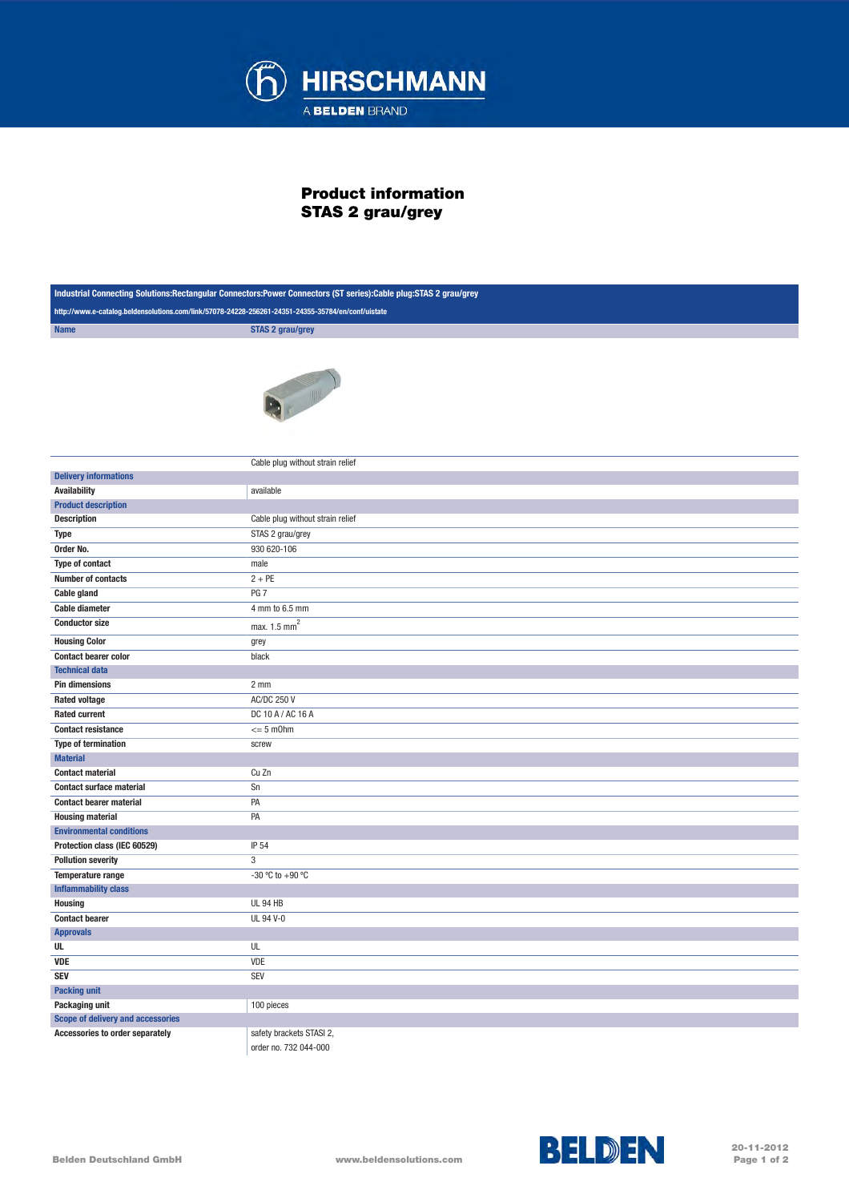HIRSCHMANN

A BELDEN BRAND

# Product information
# STAS 2 grau/grey

**Industrial Connecting Solutions:Rectangular Connectors:Power Connectors (ST series):Cable plug:STAS 2 grau/grey**

http://www.e-catalog.beldensolutions.com/link/57078-24228-256261-24351-24355-35784/en/conf/uistate

| Name | STAS 2 grau/grey |
|---|---|
| | Cable plug without strain relief |
| **Delivery informations** | |
| Availability | available |
| **Product description** | |
| Description | Cable plug without strain relief |
| Type | STAS 2 grau/grey |
| Order No. | 930 620-106 |
| Type of contact | male |
| Number of contacts | 2 + PE |
| Cable gland | PG 7 |
| Cable diameter | 4 mm to 6.5 mm |
| Conductor size | max. 1.5 $mm^2$ |
| Housing Color | grey |
| Contact bearer color | black |
| **Technical data** | |
| Pin dimensions | 2 mm |
| Rated voltage | AC/DC 250 V |
| Rated current | DC 10 A / AC 16 A |
| Contact resistance | <= 5 mOhm |
| Type of termination | screw |
| **Material** | |
| Contact material | Cu Zn |
| Contact surface material | Sn |
| Contact bearer material | PA |
| Housing material | PA |
| **Environmental conditions** | |
| Protection class (IEC 60529) | IP 54 |
| Pollution severity | 3 |
| Temperature range | -30 °C to +90 °C |
| **Inflammability class** | |
| Housing | UL 94 HB |
| Contact bearer | UL 94 V-0 |
| **Approvals** | |
| UL | UL |
| VDE | VDE |
| SEV | SEV |
| **Packing unit** | |
| Packaging unit | 100 pieces |
| **Scope of delivery and accessories** | |
| Accessories to order separately | safety brackets STASI 2, order no. 732 044-000 |

Belden Deutschland GmbH    www.beldensolutions.com    BELDEN    20-11-2012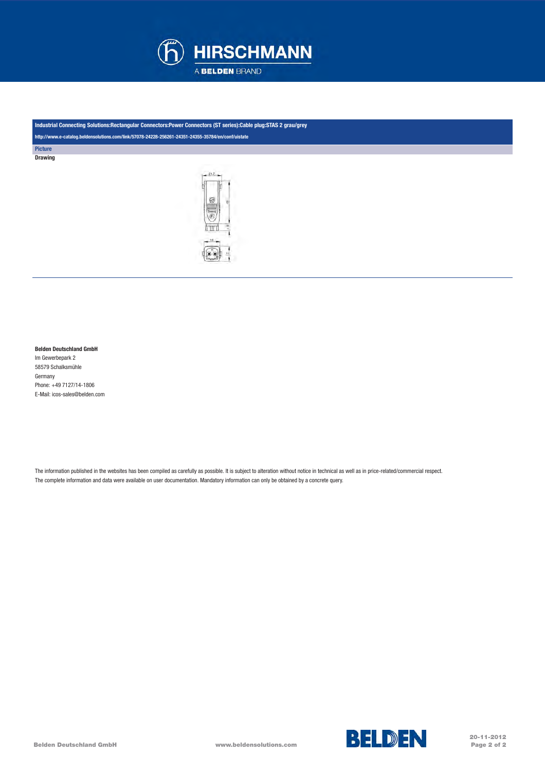Industrial Connecting Solutions:Rectangular Connectors:Power Connectors (ST series):Cable plug:STAS 2 grau/grey

http://www.e-catalog.beldensolutions.com/link/57078-24228-256261-24351-24355-35784/en/conf/uistate

**Picture**

**Drawing**

**Belden Deutschland GmbH**
Im Gewerbepark 2
58579 Schalksmühle
Germany
Phone: +49 7127/14-1806
E-Mail: icos-sales@belden.com

The information published in the websites has been compiled as carefully as possible. It is subject to alteration without notice in technical as well as in price-related/commercial respect.
The complete information and data were available on user documentation. Mandatory information can only be obtained by a concrete query.